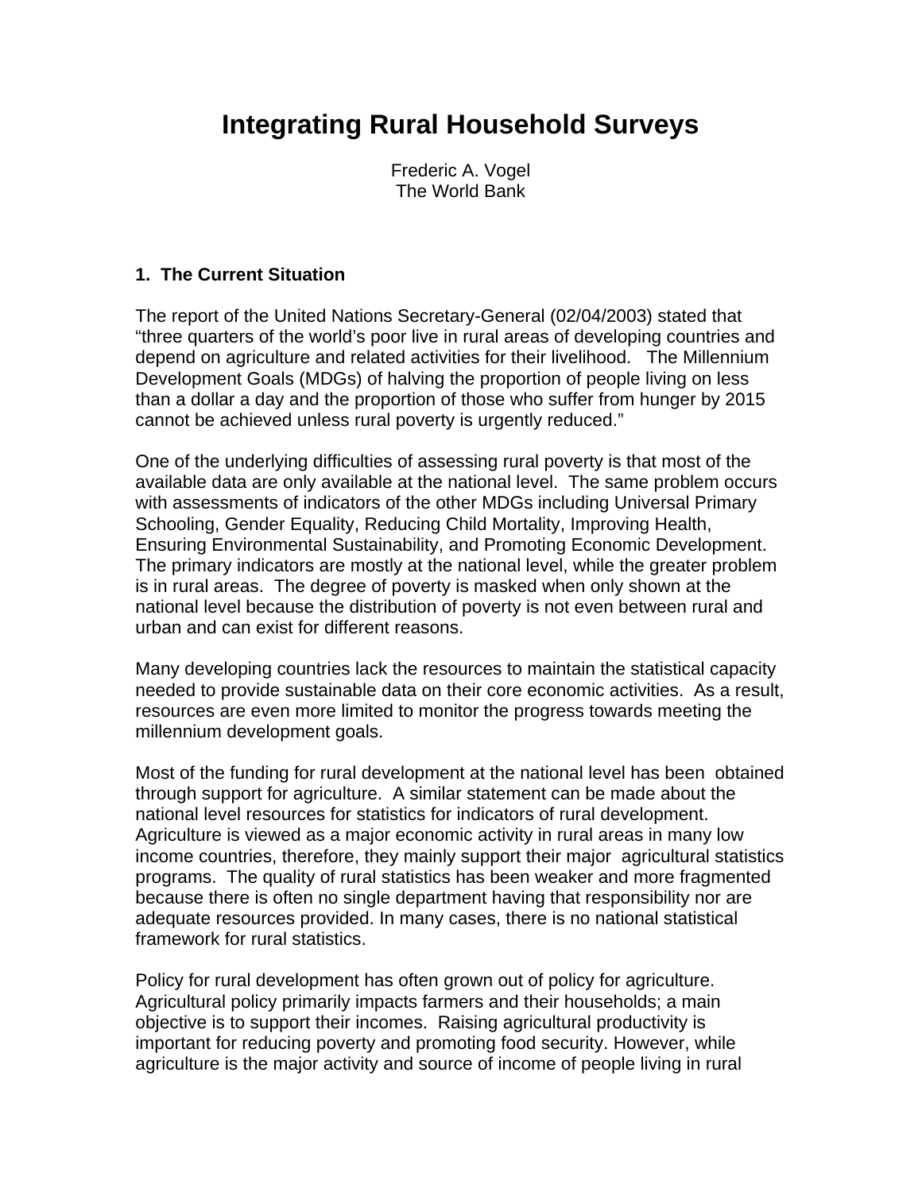# Integrating Rural Household Surveys

Frederic A. Vogel
The World Bank

## 1. The Current Situation

The report of the United Nations Secretary-General (02/04/2003) stated that "three quarters of the world's poor live in rural areas of developing countries and depend on agriculture and related activities for their livelihood. The Millennium Development Goals (MDGs) of halving the proportion of people living on less than a dollar a day and the proportion of those who suffer from hunger by 2015 cannot be achieved unless rural poverty is urgently reduced."

One of the underlying difficulties of assessing rural poverty is that most of the available data are only available at the national level. The same problem occurs with assessments of indicators of the other MDGs including Universal Primary Schooling, Gender Equality, Reducing Child Mortality, Improving Health, Ensuring Environmental Sustainability, and Promoting Economic Development. The primary indicators are mostly at the national level, while the greater problem is in rural areas. The degree of poverty is masked when only shown at the national level because the distribution of poverty is not even between rural and urban and can exist for different reasons.

Many developing countries lack the resources to maintain the statistical capacity needed to provide sustainable data on their core economic activities. As a result, resources are even more limited to monitor the progress towards meeting the millennium development goals.

Most of the funding for rural development at the national level has been obtained through support for agriculture. A similar statement can be made about the national level resources for statistics for indicators of rural development. Agriculture is viewed as a major economic activity in rural areas in many low income countries, therefore, they mainly support their major agricultural statistics programs. The quality of rural statistics has been weaker and more fragmented because there is often no single department having that responsibility nor are adequate resources provided. In many cases, there is no national statistical framework for rural statistics.

Policy for rural development has often grown out of policy for agriculture. Agricultural policy primarily impacts farmers and their households; a main objective is to support their incomes. Raising agricultural productivity is important for reducing poverty and promoting food security. However, while agriculture is the major activity and source of income of people living in rural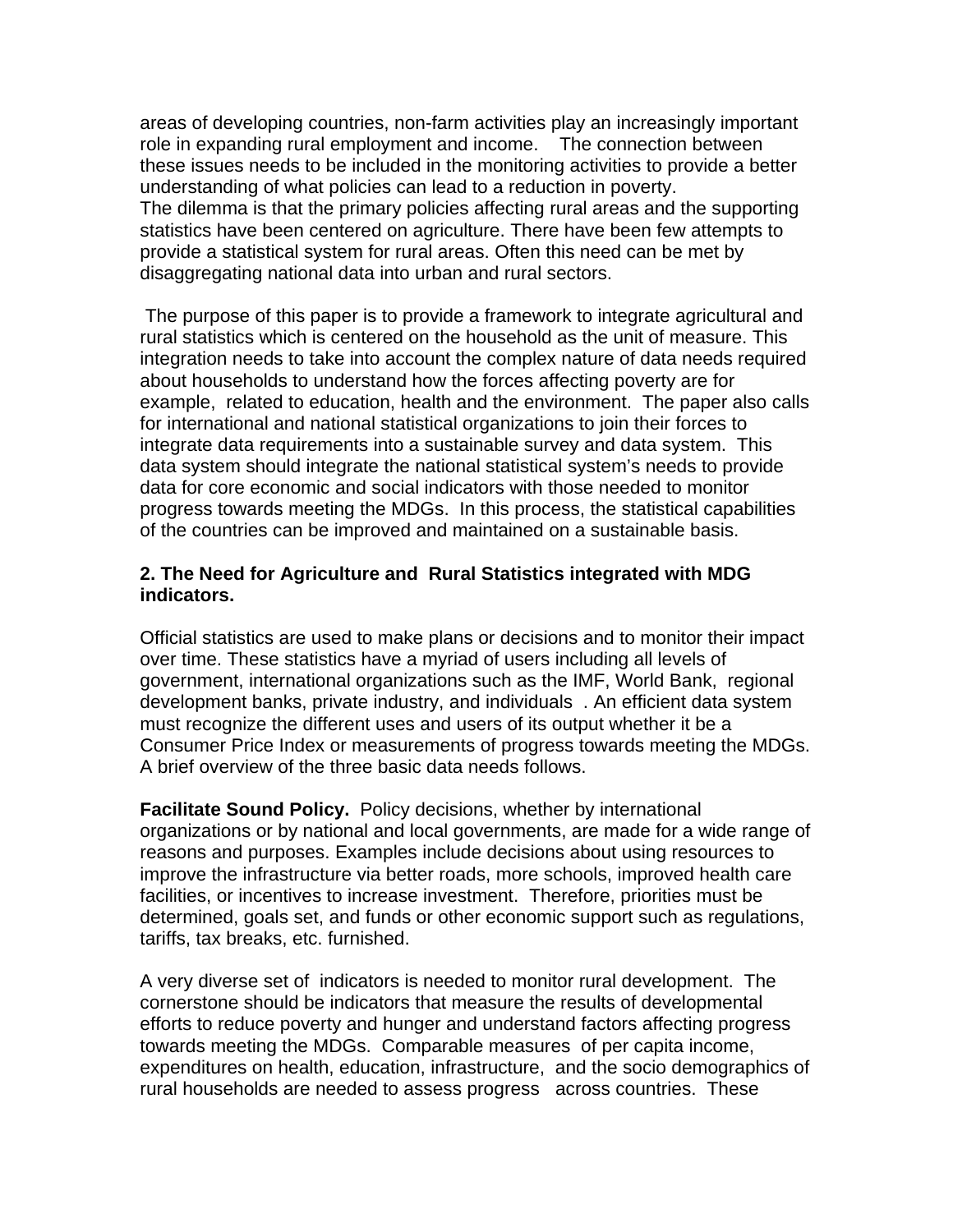areas of developing countries, non-farm activities play an increasingly important role in expanding rural employment and income. The connection between these issues needs to be included in the monitoring activities to provide a better understanding of what policies can lead to a reduction in poverty.
The dilemma is that the primary policies affecting rural areas and the supporting statistics have been centered on agriculture. There have been few attempts to provide a statistical system for rural areas. Often this need can be met by disaggregating national data into urban and rural sectors.

The purpose of this paper is to provide a framework to integrate agricultural and rural statistics which is centered on the household as the unit of measure. This integration needs to take into account the complex nature of data needs required about households to understand how the forces affecting poverty are for example, related to education, health and the environment. The paper also calls for international and national statistical organizations to join their forces to integrate data requirements into a sustainable survey and data system. This data system should integrate the national statistical system's needs to provide data for core economic and social indicators with those needed to monitor progress towards meeting the MDGs. In this process, the statistical capabilities of the countries can be improved and maintained on a sustainable basis.

## 2. The Need for Agriculture and Rural Statistics integrated with MDG indicators.

Official statistics are used to make plans or decisions and to monitor their impact over time. These statistics have a myriad of users including all levels of government, international organizations such as the IMF, World Bank, regional development banks, private industry, and individuals . An efficient data system must recognize the different uses and users of its output whether it be a Consumer Price Index or measurements of progress towards meeting the MDGs. A brief overview of the three basic data needs follows.

**Facilitate Sound Policy.** Policy decisions, whether by international organizations or by national and local governments, are made for a wide range of reasons and purposes. Examples include decisions about using resources to improve the infrastructure via better roads, more schools, improved health care facilities, or incentives to increase investment. Therefore, priorities must be determined, goals set, and funds or other economic support such as regulations, tariffs, tax breaks, etc. furnished.

A very diverse set of indicators is needed to monitor rural development. The cornerstone should be indicators that measure the results of developmental efforts to reduce poverty and hunger and understand factors affecting progress towards meeting the MDGs. Comparable measures of per capita income, expenditures on health, education, infrastructure, and the socio demographics of rural households are needed to assess progress across countries. These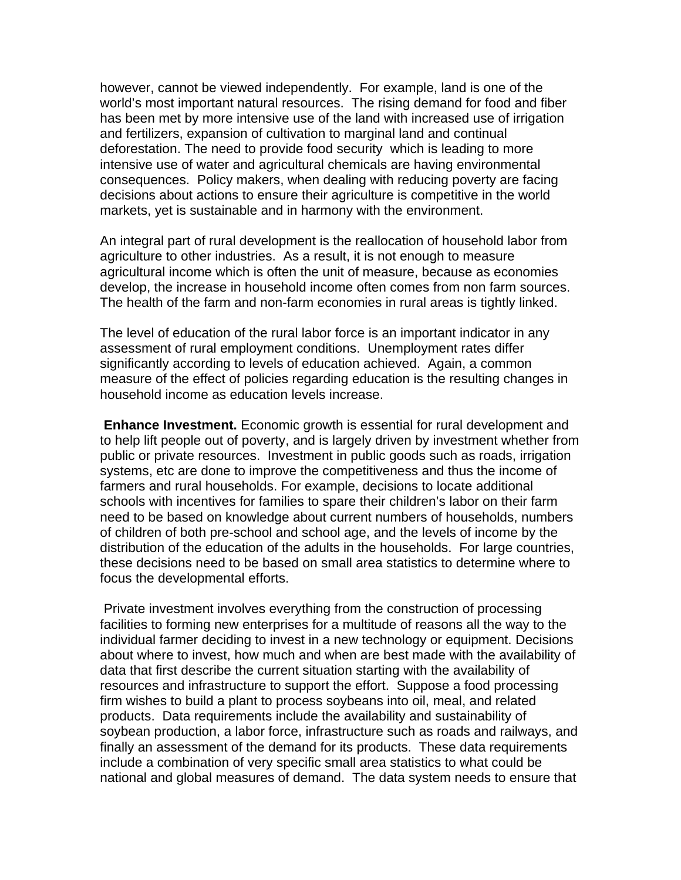however, cannot be viewed independently. For example, land is one of the world's most important natural resources. The rising demand for food and fiber has been met by more intensive use of the land with increased use of irrigation and fertilizers, expansion of cultivation to marginal land and continual deforestation. The need to provide food security which is leading to more intensive use of water and agricultural chemicals are having environmental consequences. Policy makers, when dealing with reducing poverty are facing decisions about actions to ensure their agriculture is competitive in the world markets, yet is sustainable and in harmony with the environment.

An integral part of rural development is the reallocation of household labor from agriculture to other industries. As a result, it is not enough to measure agricultural income which is often the unit of measure, because as economies develop, the increase in household income often comes from non farm sources. The health of the farm and non-farm economies in rural areas is tightly linked.

The level of education of the rural labor force is an important indicator in any assessment of rural employment conditions. Unemployment rates differ significantly according to levels of education achieved. Again, a common measure of the effect of policies regarding education is the resulting changes in household income as education levels increase.

**Enhance Investment.** Economic growth is essential for rural development and to help lift people out of poverty, and is largely driven by investment whether from public or private resources. Investment in public goods such as roads, irrigation systems, etc are done to improve the competitiveness and thus the income of farmers and rural households. For example, decisions to locate additional schools with incentives for families to spare their children's labor on their farm need to be based on knowledge about current numbers of households, numbers of children of both pre-school and school age, and the levels of income by the distribution of the education of the adults in the households. For large countries, these decisions need to be based on small area statistics to determine where to focus the developmental efforts.

Private investment involves everything from the construction of processing facilities to forming new enterprises for a multitude of reasons all the way to the individual farmer deciding to invest in a new technology or equipment. Decisions about where to invest, how much and when are best made with the availability of data that first describe the current situation starting with the availability of resources and infrastructure to support the effort. Suppose a food processing firm wishes to build a plant to process soybeans into oil, meal, and related products. Data requirements include the availability and sustainability of soybean production, a labor force, infrastructure such as roads and railways, and finally an assessment of the demand for its products. These data requirements include a combination of very specific small area statistics to what could be national and global measures of demand. The data system needs to ensure that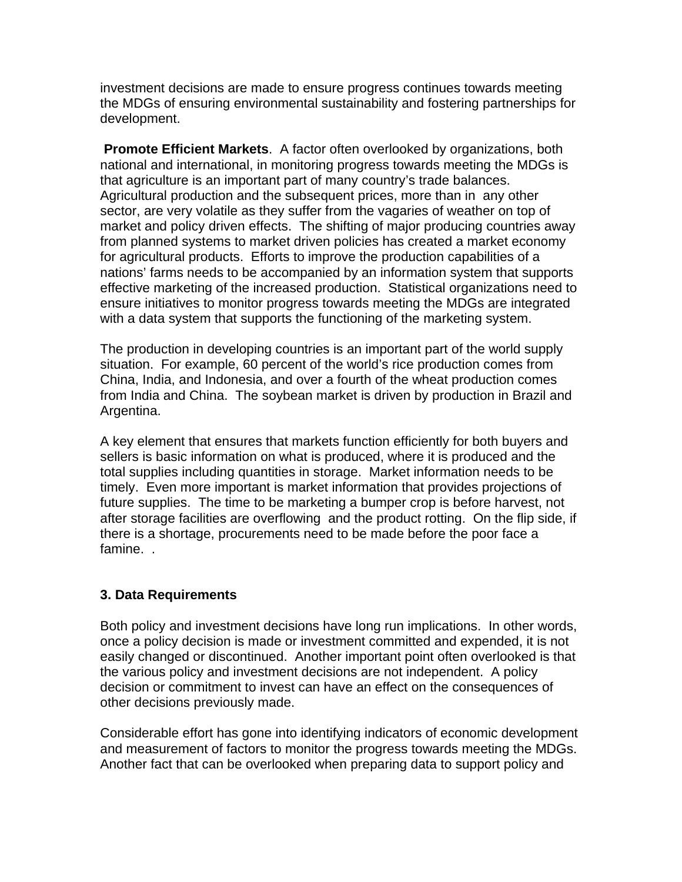investment decisions are made to ensure progress continues towards meeting the MDGs of ensuring environmental sustainability and fostering partnerships for development.

**Promote Efficient Markets**. A factor often overlooked by organizations, both national and international, in monitoring progress towards meeting the MDGs is that agriculture is an important part of many country's trade balances. Agricultural production and the subsequent prices, more than in any other sector, are very volatile as they suffer from the vagaries of weather on top of market and policy driven effects. The shifting of major producing countries away from planned systems to market driven policies has created a market economy for agricultural products. Efforts to improve the production capabilities of a nations' farms needs to be accompanied by an information system that supports effective marketing of the increased production. Statistical organizations need to ensure initiatives to monitor progress towards meeting the MDGs are integrated with a data system that supports the functioning of the marketing system.

The production in developing countries is an important part of the world supply situation. For example, 60 percent of the world's rice production comes from China, India, and Indonesia, and over a fourth of the wheat production comes from India and China. The soybean market is driven by production in Brazil and Argentina.

A key element that ensures that markets function efficiently for both buyers and sellers is basic information on what is produced, where it is produced and the total supplies including quantities in storage. Market information needs to be timely. Even more important is market information that provides projections of future supplies. The time to be marketing a bumper crop is before harvest, not after storage facilities are overflowing and the product rotting. On the flip side, if there is a shortage, procurements need to be made before the poor face a famine. .

## 3. Data Requirements

Both policy and investment decisions have long run implications. In other words, once a policy decision is made or investment committed and expended, it is not easily changed or discontinued. Another important point often overlooked is that the various policy and investment decisions are not independent. A policy decision or commitment to invest can have an effect on the consequences of other decisions previously made.

Considerable effort has gone into identifying indicators of economic development and measurement of factors to monitor the progress towards meeting the MDGs. Another fact that can be overlooked when preparing data to support policy and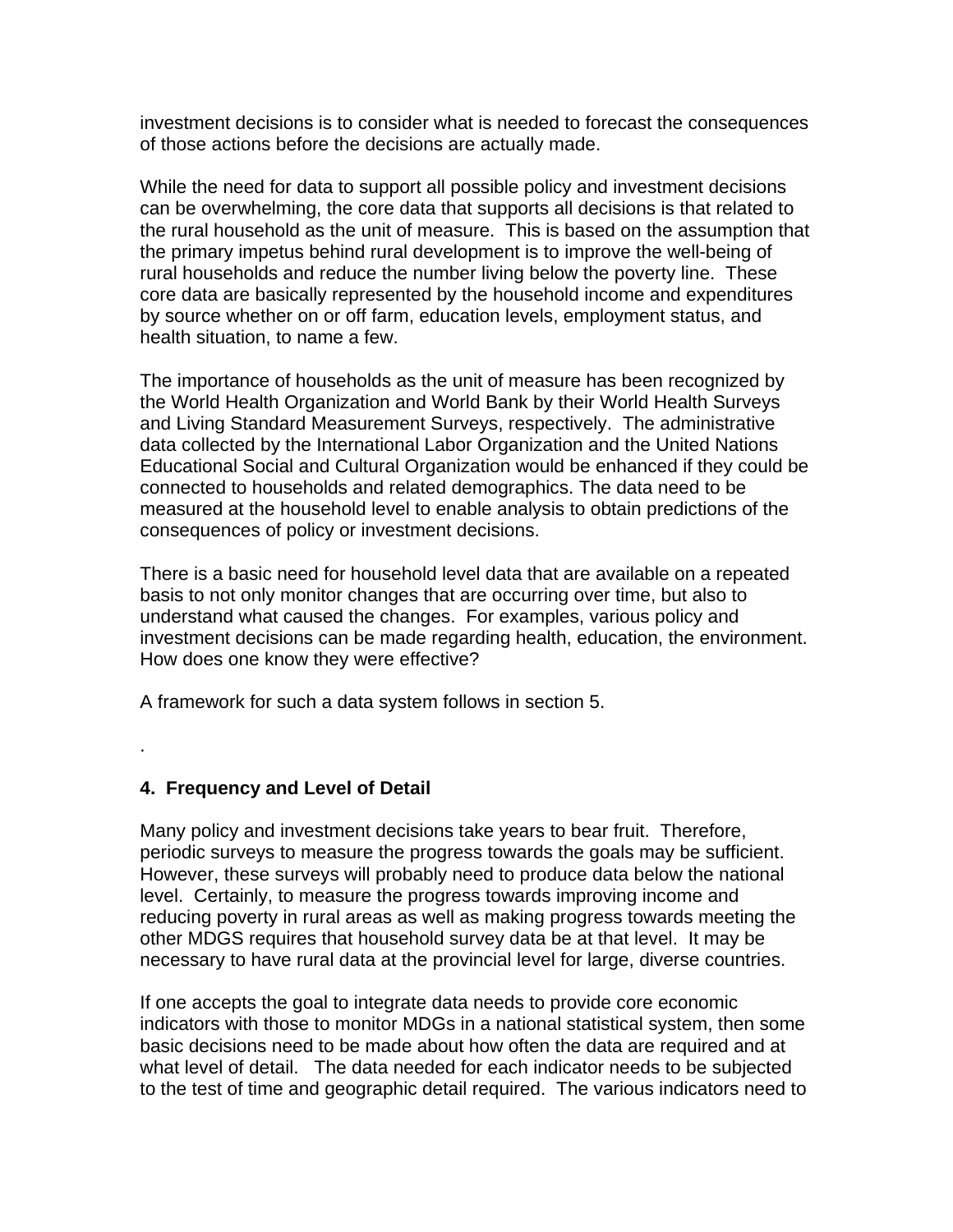investment decisions is to consider what is needed to forecast the consequences of those actions before the decisions are actually made.

While the need for data to support all possible policy and investment decisions can be overwhelming, the core data that supports all decisions is that related to the rural household as the unit of measure. This is based on the assumption that the primary impetus behind rural development is to improve the well-being of rural households and reduce the number living below the poverty line. These core data are basically represented by the household income and expenditures by source whether on or off farm, education levels, employment status, and health situation, to name a few.

The importance of households as the unit of measure has been recognized by the World Health Organization and World Bank by their World Health Surveys and Living Standard Measurement Surveys, respectively. The administrative data collected by the International Labor Organization and the United Nations Educational Social and Cultural Organization would be enhanced if they could be connected to households and related demographics. The data need to be measured at the household level to enable analysis to obtain predictions of the consequences of policy or investment decisions.

There is a basic need for household level data that are available on a repeated basis to not only monitor changes that are occurring over time, but also to understand what caused the changes. For examples, various policy and investment decisions can be made regarding health, education, the environment. How does one know they were effective?

A framework for such a data system follows in section 5.

.

## 4. Frequency and Level of Detail

Many policy and investment decisions take years to bear fruit. Therefore, periodic surveys to measure the progress towards the goals may be sufficient. However, these surveys will probably need to produce data below the national level. Certainly, to measure the progress towards improving income and reducing poverty in rural areas as well as making progress towards meeting the other MDGS requires that household survey data be at that level. It may be necessary to have rural data at the provincial level for large, diverse countries.

If one accepts the goal to integrate data needs to provide core economic indicators with those to monitor MDGs in a national statistical system, then some basic decisions need to be made about how often the data are required and at what level of detail. The data needed for each indicator needs to be subjected to the test of time and geographic detail required. The various indicators need to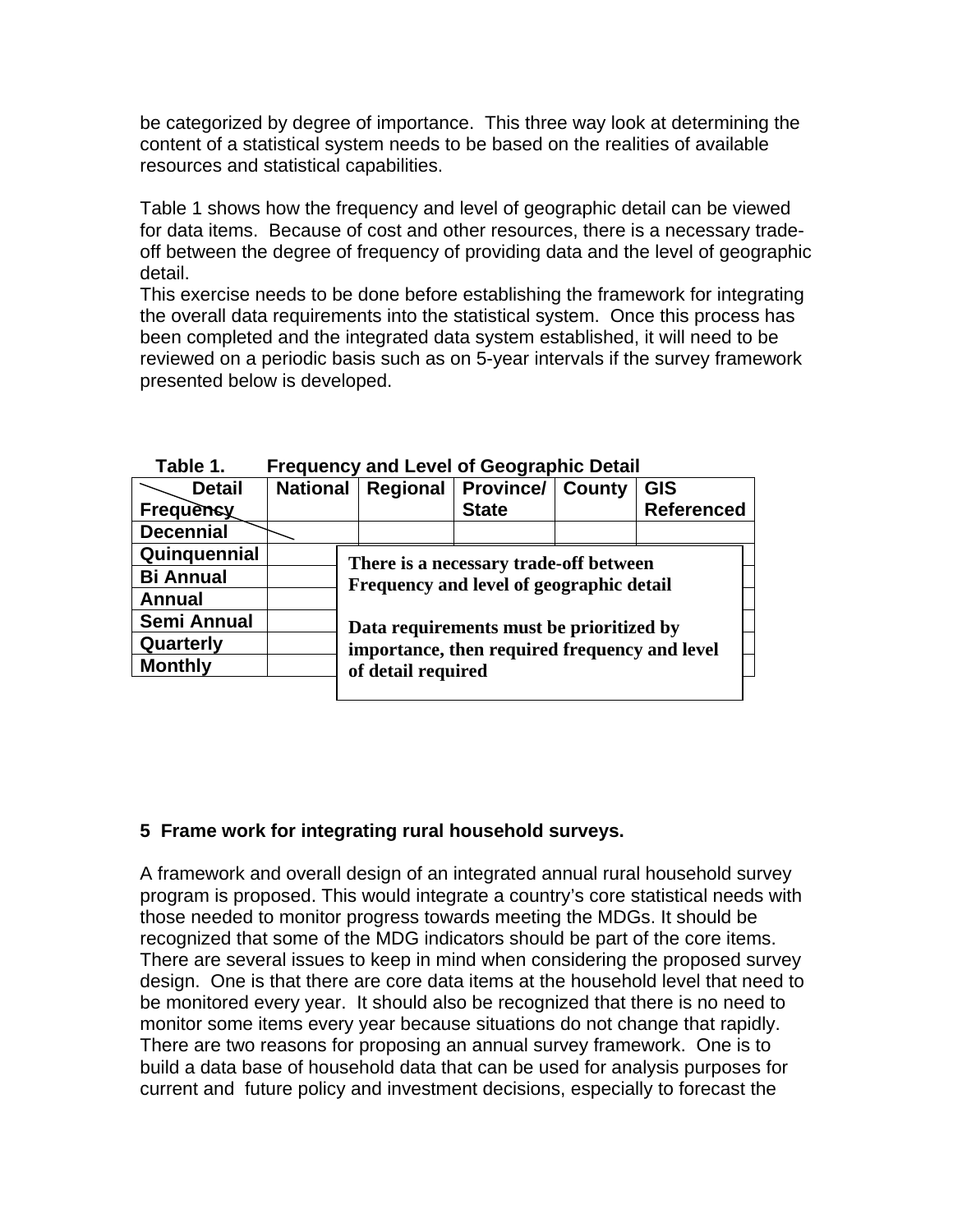be categorized by degree of importance. This three way look at determining the content of a statistical system needs to be based on the realities of available resources and statistical capabilities.

Table 1 shows how the frequency and level of geographic detail can be viewed for data items. Because of cost and other resources, there is a necessary trade-off between the degree of frequency of providing data and the level of geographic detail.
This exercise needs to be done before establishing the framework for integrating the overall data requirements into the statistical system. Once this process has been completed and the integrated data system established, it will need to be reviewed on a periodic basis such as on 5-year intervals if the survey framework presented below is developed.

**Table 1. Frequency and Level of Geographic Detail**

| Detail / Frequency | National | Regional | Province/ State | County | GIS Referenced |
|---|---|---|---|---|---|
| **Decennial** | | | | | |
| **Quinquennial** | | | | | |
| **Bi Annual** | | | | | |
| **Annual** | | | | | |
| **Semi Annual** | | | | | |
| **Quarterly** | | | | | |
| **Monthly** | | | | | |

**There is a necessary trade-off between Frequency and level of geographic detail**

**Data requirements must be prioritized by importance, then required frequency and level of detail required**

## 5 Frame work for integrating rural household surveys.

A framework and overall design of an integrated annual rural household survey program is proposed. This would integrate a country's core statistical needs with those needed to monitor progress towards meeting the MDGs. It should be recognized that some of the MDG indicators should be part of the core items. There are several issues to keep in mind when considering the proposed survey design. One is that there are core data items at the household level that need to be monitored every year. It should also be recognized that there is no need to monitor some items every year because situations do not change that rapidly. There are two reasons for proposing an annual survey framework. One is to build a data base of household data that can be used for analysis purposes for current and future policy and investment decisions, especially to forecast the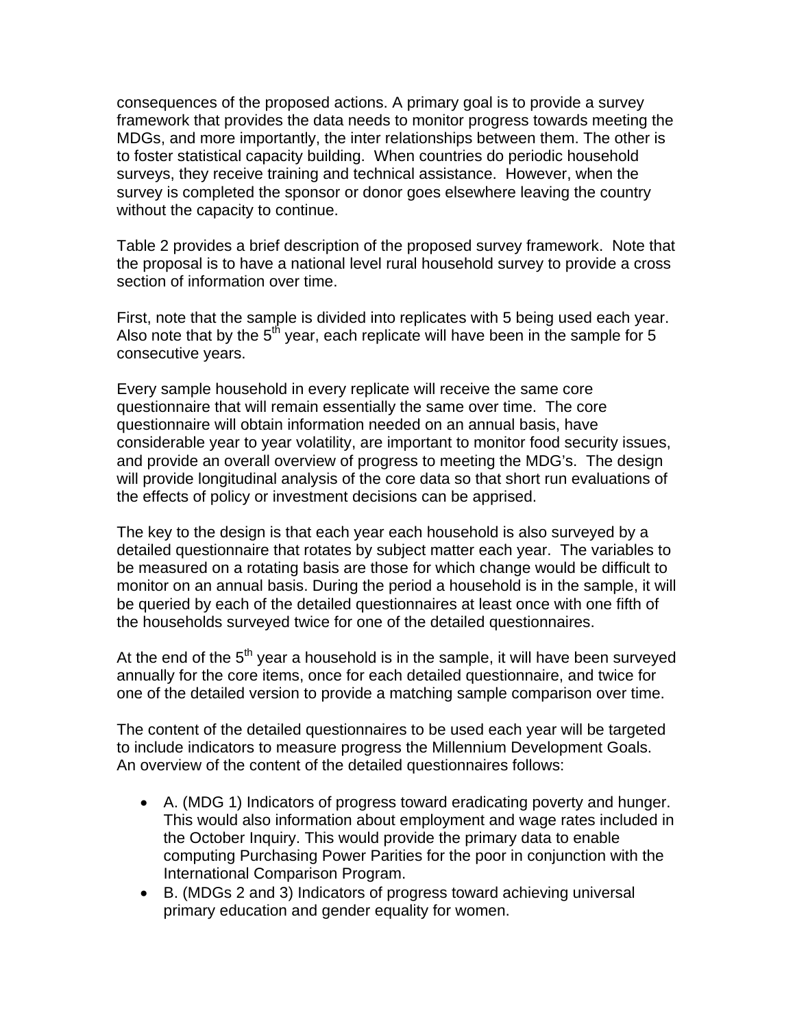consequences of the proposed actions. A primary goal is to provide a survey framework that provides the data needs to monitor progress towards meeting the MDGs, and more importantly, the inter relationships between them. The other is to foster statistical capacity building. When countries do periodic household surveys, they receive training and technical assistance. However, when the survey is completed the sponsor or donor goes elsewhere leaving the country without the capacity to continue.

Table 2 provides a brief description of the proposed survey framework. Note that the proposal is to have a national level rural household survey to provide a cross section of information over time.

First, note that the sample is divided into replicates with 5 being used each year. Also note that by the 5th year, each replicate will have been in the sample for 5 consecutive years.

Every sample household in every replicate will receive the same core questionnaire that will remain essentially the same over time. The core questionnaire will obtain information needed on an annual basis, have considerable year to year volatility, are important to monitor food security issues, and provide an overall overview of progress to meeting the MDG's. The design will provide longitudinal analysis of the core data so that short run evaluations of the effects of policy or investment decisions can be apprised.

The key to the design is that each year each household is also surveyed by a detailed questionnaire that rotates by subject matter each year. The variables to be measured on a rotating basis are those for which change would be difficult to monitor on an annual basis. During the period a household is in the sample, it will be queried by each of the detailed questionnaires at least once with one fifth of the households surveyed twice for one of the detailed questionnaires.

At the end of the 5th year a household is in the sample, it will have been surveyed annually for the core items, once for each detailed questionnaire, and twice for one of the detailed version to provide a matching sample comparison over time.

The content of the detailed questionnaires to be used each year will be targeted to include indicators to measure progress the Millennium Development Goals. An overview of the content of the detailed questionnaires follows:

- A. (MDG 1) Indicators of progress toward eradicating poverty and hunger. This would also information about employment and wage rates included in the October Inquiry. This would provide the primary data to enable computing Purchasing Power Parities for the poor in conjunction with the International Comparison Program.
- B. (MDGs 2 and 3) Indicators of progress toward achieving universal primary education and gender equality for women.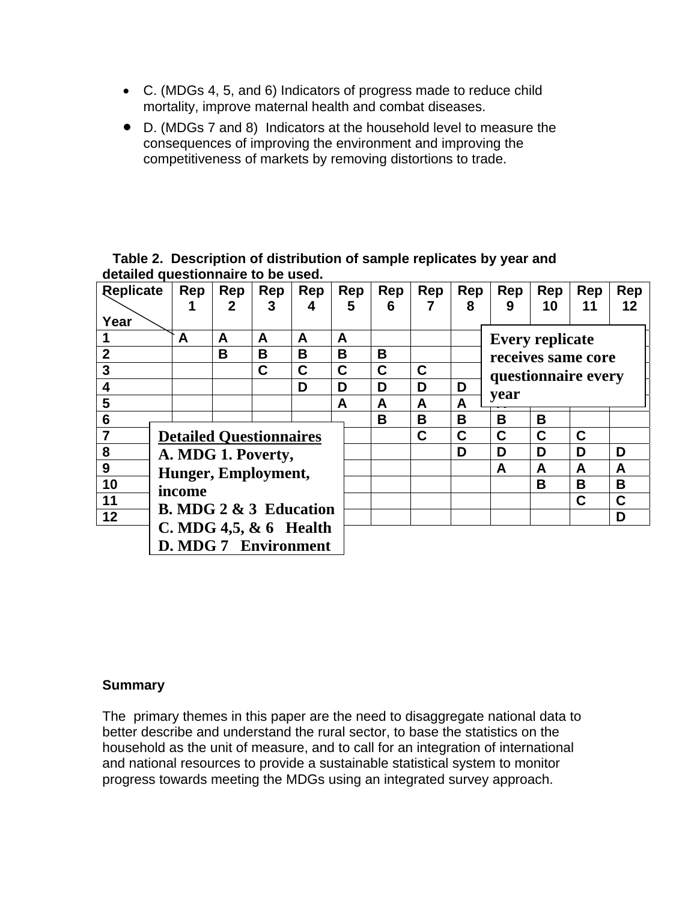- C. (MDGs 4, 5, and 6) Indicators of progress made to reduce child mortality, improve maternal health and combat diseases.
- D. (MDGs 7 and 8) Indicators at the household level to measure the consequences of improving the environment and improving the competitiveness of markets by removing distortions to trade.

**Table 2. Description of distribution of sample replicates by year and detailed questionnaire to be used.**

| Replicate / Year | Rep 1 | Rep 2 | Rep 3 | Rep 4 | Rep 5 | Rep 6 | Rep 7 | Rep 8 | Rep 9 | Rep 10 | Rep 11 | Rep 12 |
|---|---|---|---|---|---|---|---|---|---|---|---|---|
| 1 | A | A | A | A | A | | | | | | | |
| 2 | | B | B | B | B | B | | | | | | |
| 3 | | | C | C | C | C | C | | | | | |
| 4 | | | | D | D | D | D | D | | | | |
| 5 | | | | | A | A | A | A | A | | | |
| 6 | | | | | | B | B | B | B | B | | |
| 7 | | | | | | | C | C | C | C | C | |
| 8 | | | | | | | | D | D | D | D | D |
| 9 | | | | | | | | | A | A | A | A |
| 10 | | | | | | | | | | B | B | B |
| 11 | | | | | | | | | | | C | C |
| 12 | | | | | | | | | | | | D |

**Every replicate receives same core questionnaire every year**

**Detailed Questionnaires**
**A. MDG 1. Poverty, Hunger, Employment, income**
**B. MDG 2 & 3 Education**
**C. MDG 4,5, & 6 Health**
**D. MDG 7 Environment**

**Summary**

The primary themes in this paper are the need to disaggregate national data to better describe and understand the rural sector, to base the statistics on the household as the unit of measure, and to call for an integration of international and national resources to provide a sustainable statistical system to monitor progress towards meeting the MDGs using an integrated survey approach.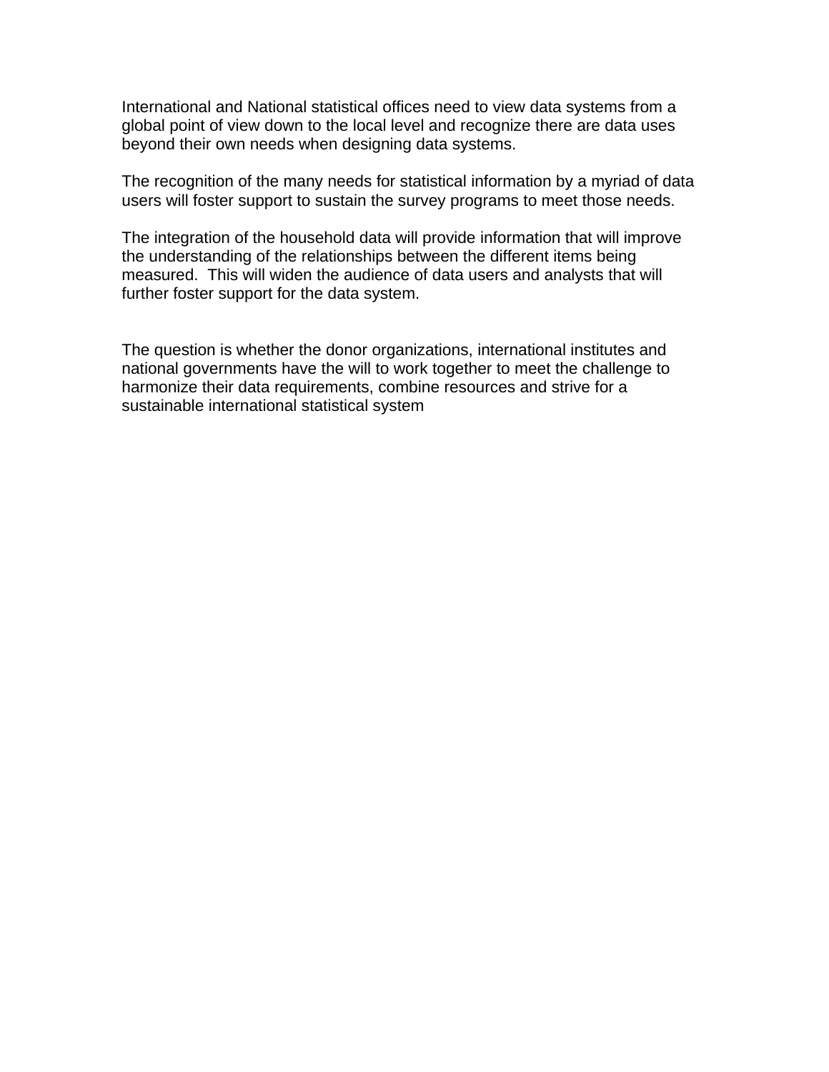International and National statistical offices need to view data systems from a global point of view down to the local level and recognize there are data uses beyond their own needs when designing data systems.

The recognition of the many needs for statistical information by a myriad of data users will foster support to sustain the survey programs to meet those needs.

The integration of the household data will provide information that will improve the understanding of the relationships between the different items being measured. This will widen the audience of data users and analysts that will further foster support for the data system.

The question is whether the donor organizations, international institutes and national governments have the will to work together to meet the challenge to harmonize their data requirements, combine resources and strive for a sustainable international statistical system